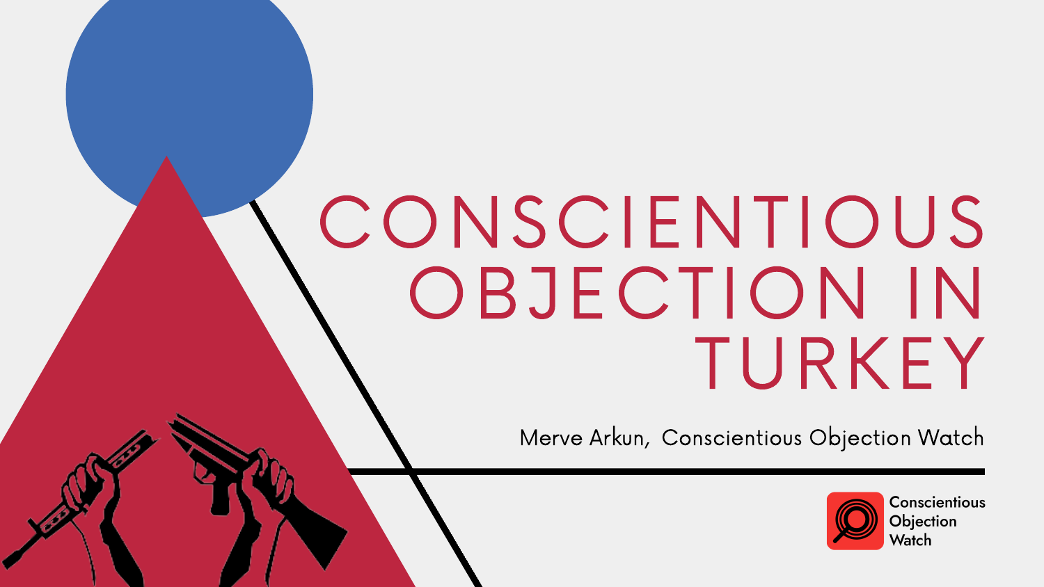# CONSCIENTIOUS OBJECTION IN TURKEY

Merve Arkun, Conscientious Objection Watch

Conscientious Objection Watch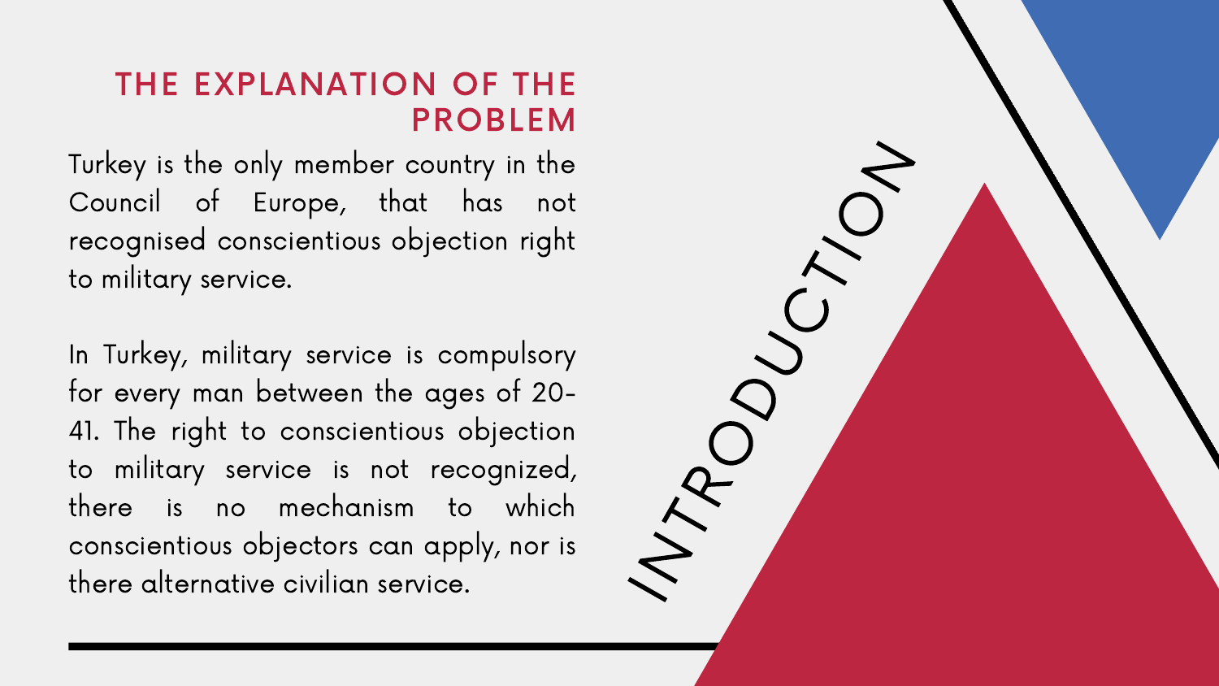# INTRODUCTION

## THE EXPLANATION OF THE PROBLEM

Turkey is the only member country in the Council of Europe, that has not recognised conscientious objection right to military service.

In Turkey, military service is compulsory for every man between the ages of 20-41. The right to conscientious objection to military service is not recognized, there is no mechanism to which conscientious objectors can apply, nor is there alternative civilian service.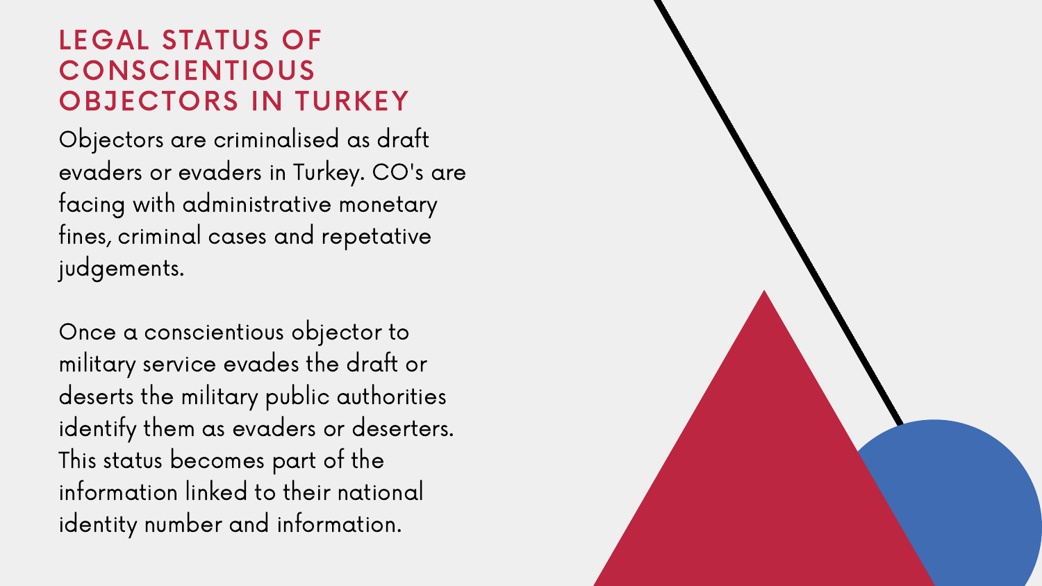# LEGAL STATUS OF CONSCIENTIOUS OBJECTORS IN TURKEY

Objectors are criminalised as draft evaders or evaders in Turkey. CO's are facing with administrative monetary fines, criminal cases and repetative judgements.

Once a conscientious objector to military service evades the draft or deserts the military public authorities identify them as evaders or deserters. This status becomes part of the information linked to their national identity number and information.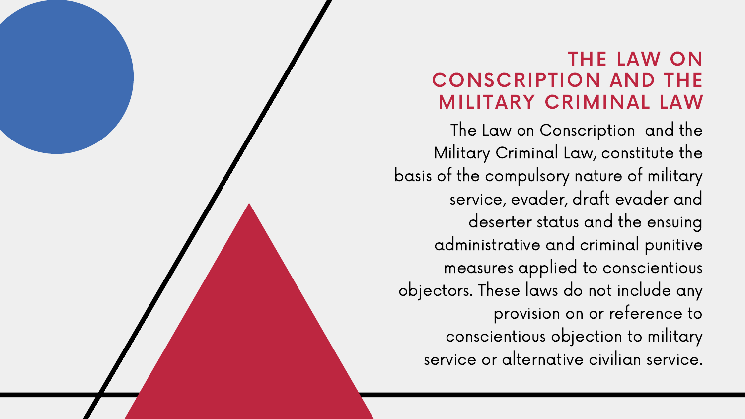# THE LAW ON CONSCRIPTION AND THE MILITARY CRIMINAL LAW

The Law on Conscription  and the Military Criminal Law, constitute the basis of the compulsory nature of military service, evader, draft evader and deserter status and the ensuing administrative and criminal punitive measures applied to conscientious objectors. These laws do not include any provision on or reference to conscientious objection to military service or alternative civilian service.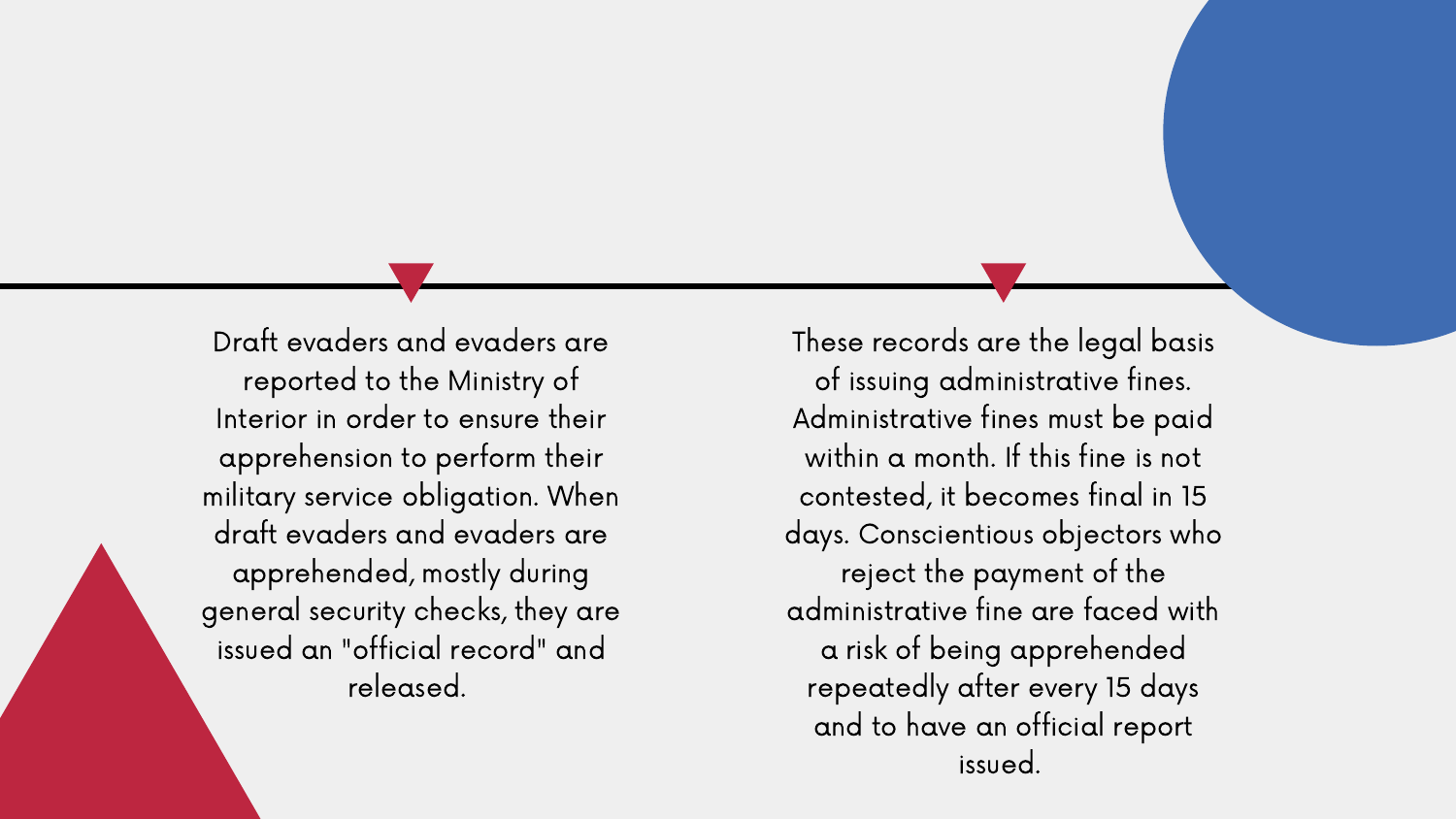Draft evaders and evaders are reported to the Ministry of Interior in order to ensure their apprehension to perform their military service obligation. When draft evaders and evaders are apprehended, mostly during general security checks, they are issued an "official record" and released.

These records are the legal basis of issuing administrative fines. Administrative fines must be paid within a month. If this fine is not contested, it becomes final in 15 days. Conscientious objectors who reject the payment of the administrative fine are faced with a risk of being apprehended repeatedly after every 15 days and to have an official report issued.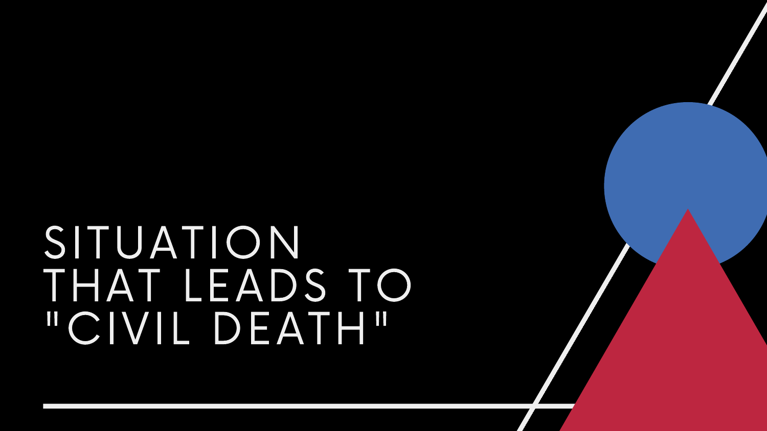# SITUATION THAT LEADS TO "CIVIL DEATH"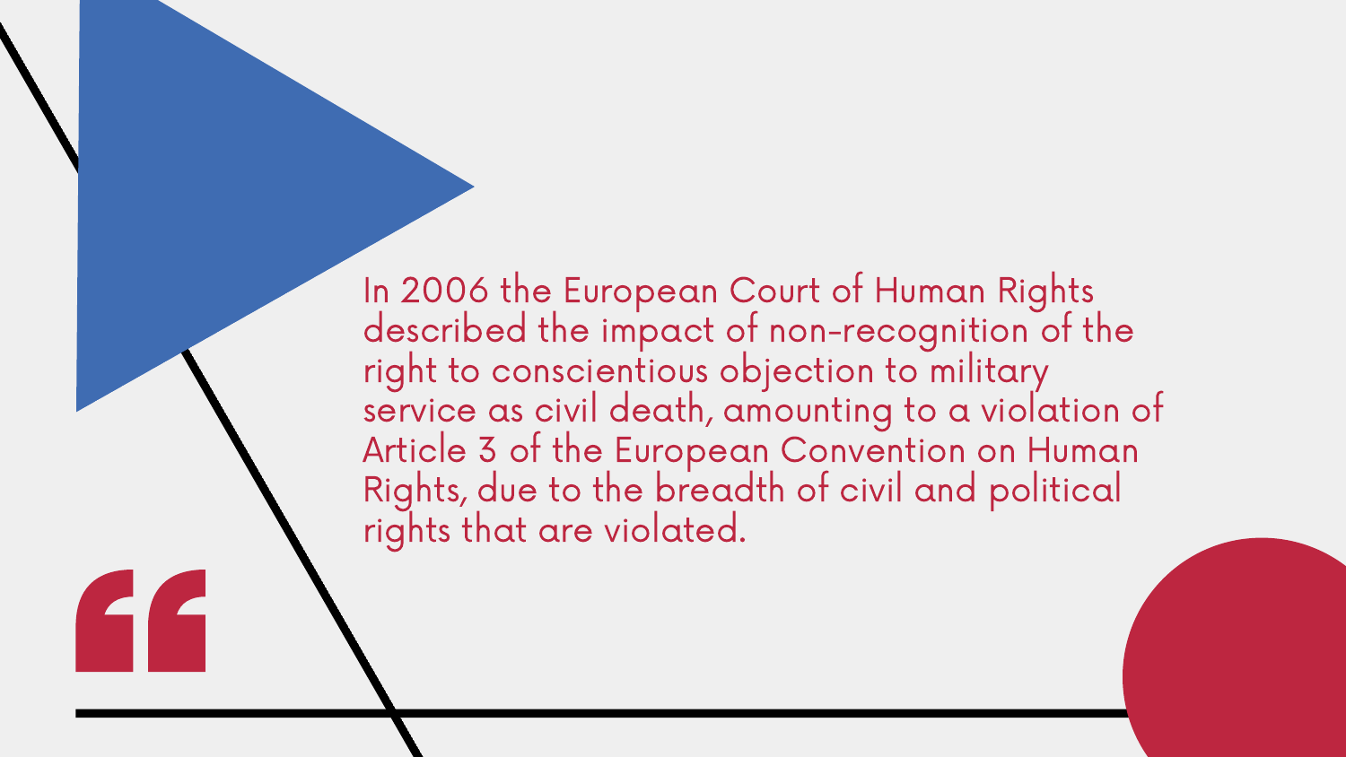In 2006 the European Court of Human Rights described the impact of non-recognition of the right to conscientious objection to military service as civil death, amounting to a violation of Article 3 of the European Convention on Human Rights, due to the breadth of civil and political rights that are violated.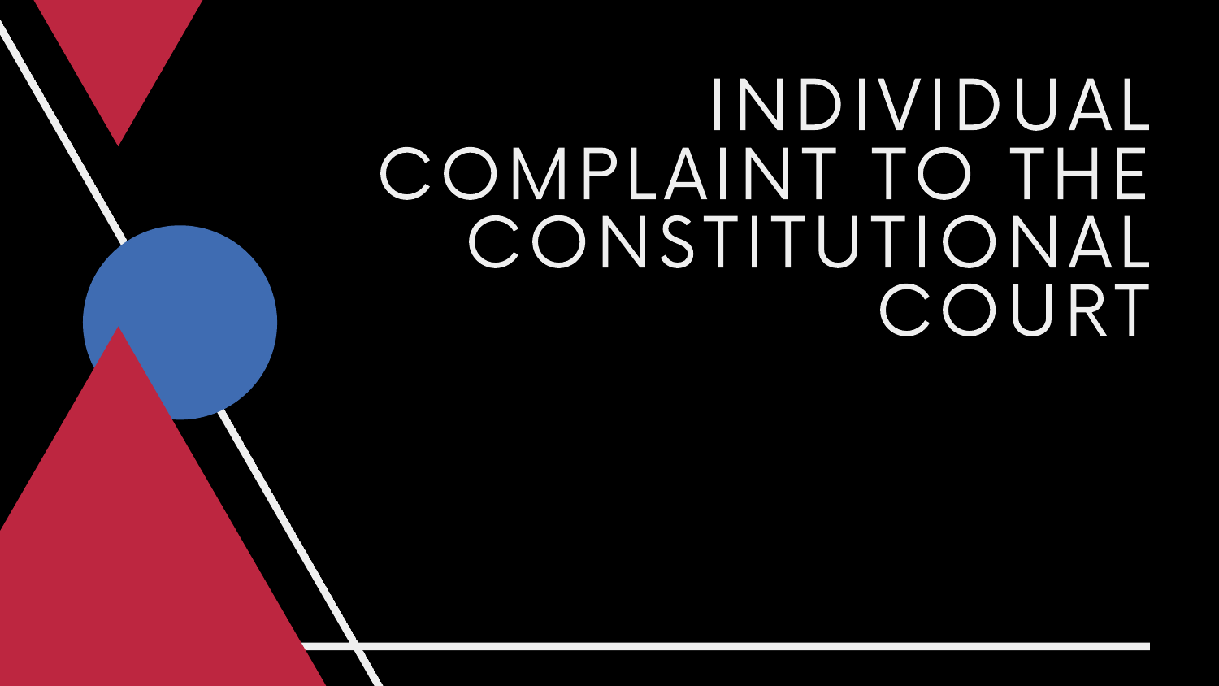# INDIVIDUAL COMPLAINT TO THE CONSTITUTIONAL COURT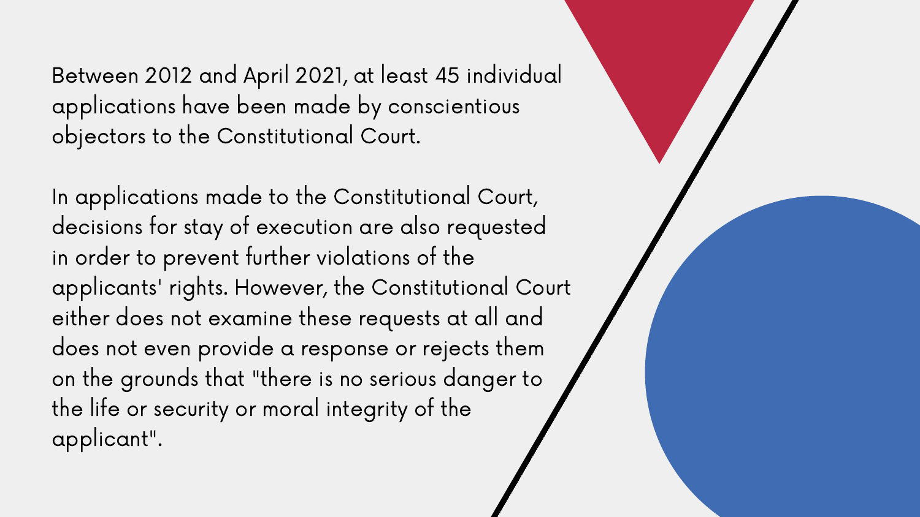Between 2012 and April 2021, at least 45 individual applications have been made by conscientious objectors to the Constitutional Court.

In applications made to the Constitutional Court, decisions for stay of execution are also requested in order to prevent further violations of the applicants' rights. However, the Constitutional Court either does not examine these requests at all and does not even provide a response or rejects them on the grounds that "there is no serious danger to the life or security or moral integrity of the applicant".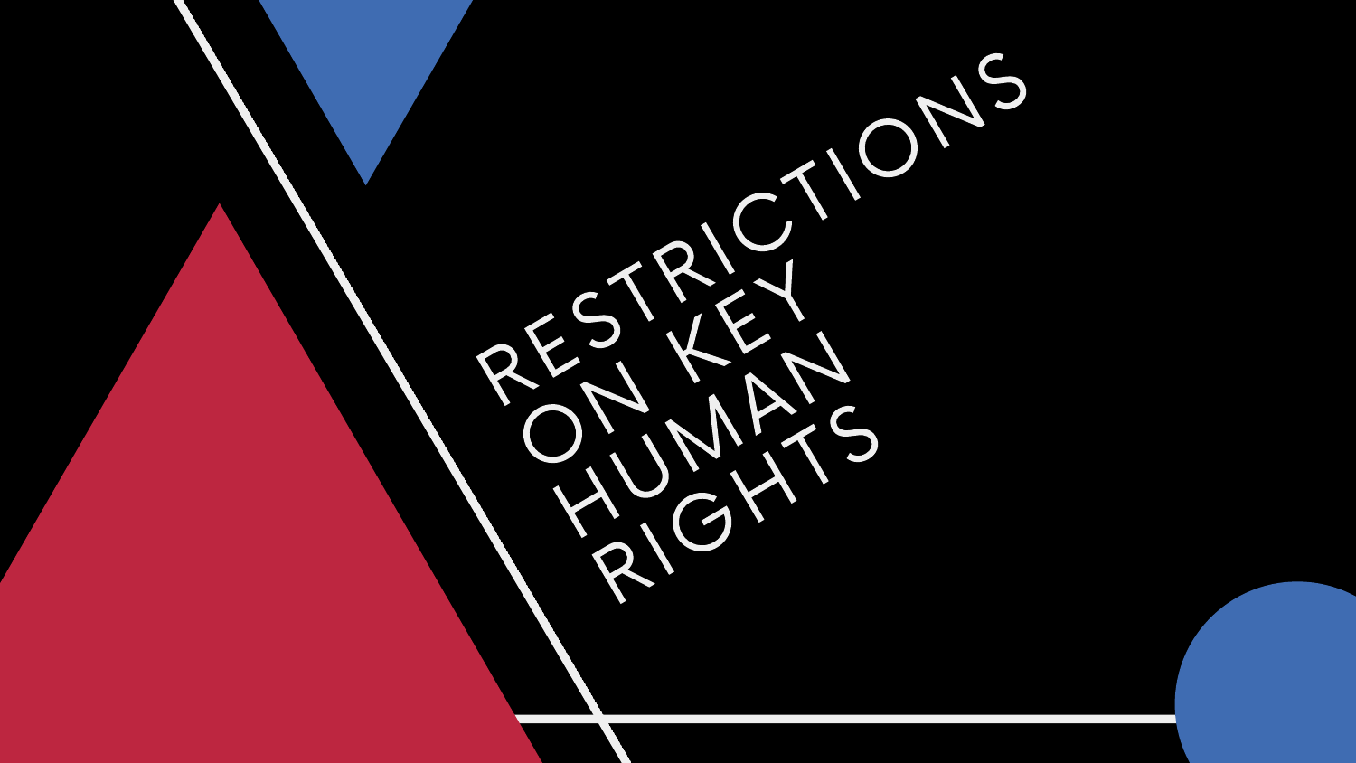# RESTRICTIONS ON KEY HUMAN RIGHTS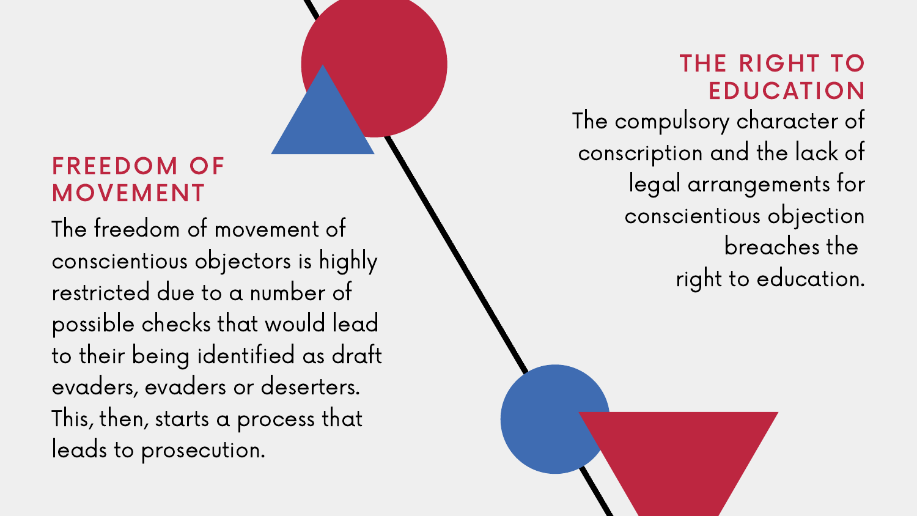## FREEDOM OF MOVEMENT

The freedom of movement of conscientious objectors is highly restricted due to a number of possible checks that would lead to their being identified as draft evaders, evaders or deserters. This, then, starts a process that leads to prosecution.

## THE RIGHT TO EDUCATION

The compulsory character of conscription and the lack of legal arrangements for conscientious objection breaches the right to education.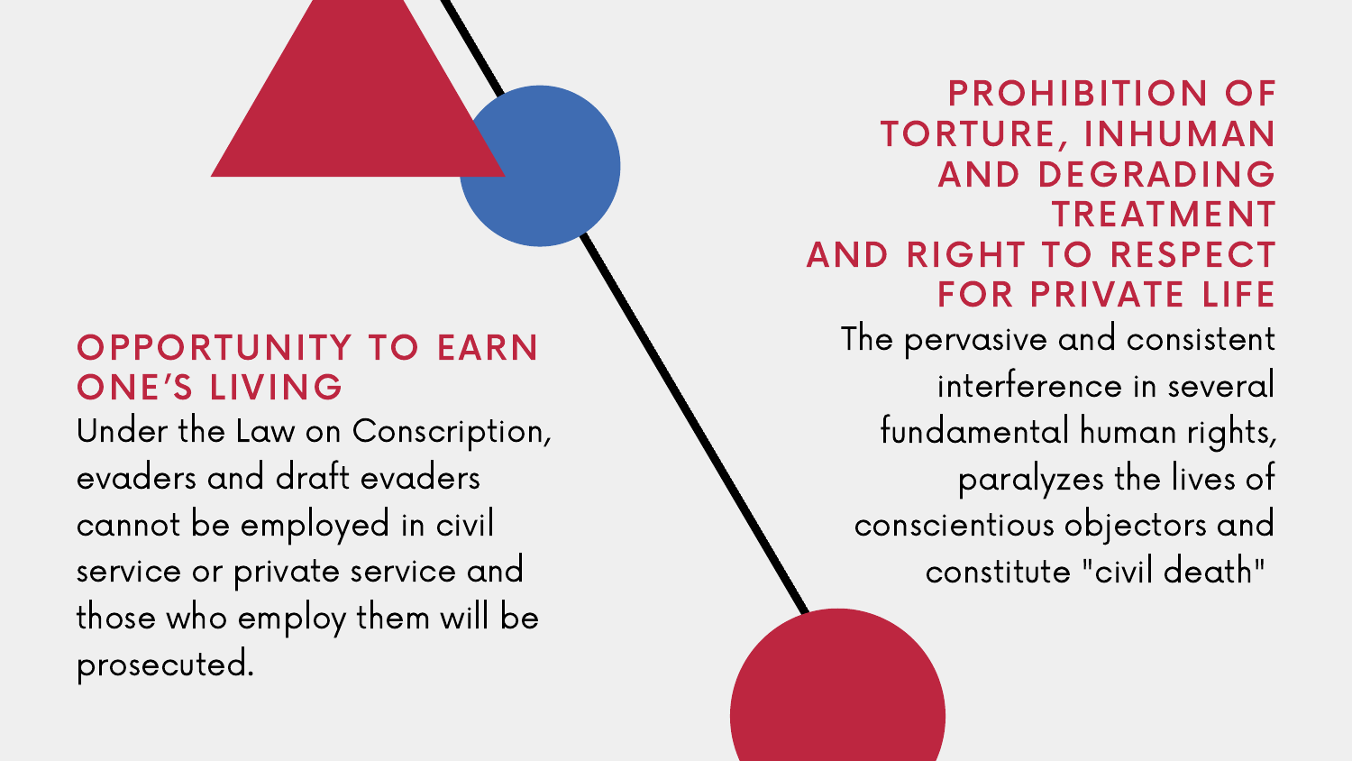## OPPORTUNITY TO EARN ONE'S LIVING

Under the Law on Conscription, evaders and draft evaders cannot be employed in civil service or private service and those who employ them will be prosecuted.

## PROHIBITION OF TORTURE, INHUMAN AND DEGRADING TREATMENT AND RIGHT TO RESPECT FOR PRIVATE LIFE

The pervasive and consistent interference in several fundamental human rights, paralyzes the lives of conscientious objectors and constitute "civil death"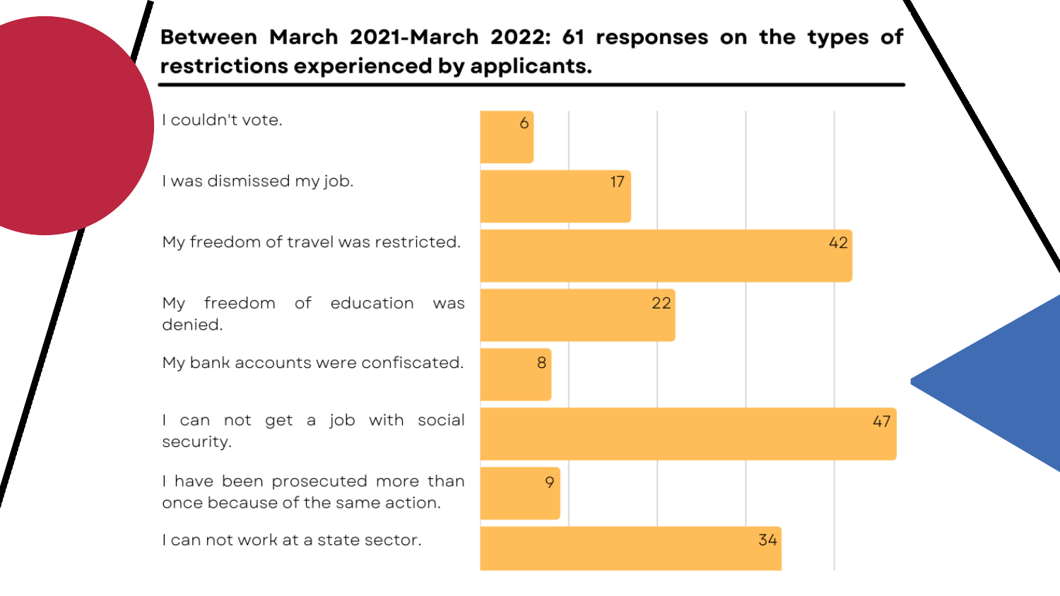**Between March 2021-March 2022: 61 responses on the types of restrictions experienced by applicants.**

| Restriction | Responses |
| --- | --- |
| I couldn't vote. | 6 |
| I was dismissed my job. | 17 |
| My freedom of travel was restricted. | 42 |
| My freedom of education was denied. | 22 |
| My bank accounts were confiscated. | 8 |
| I can not get a job with social security. | 47 |
| I have been prosecuted more than once because of the same action. | 9 |
| I can not work at a state sector. | 34 |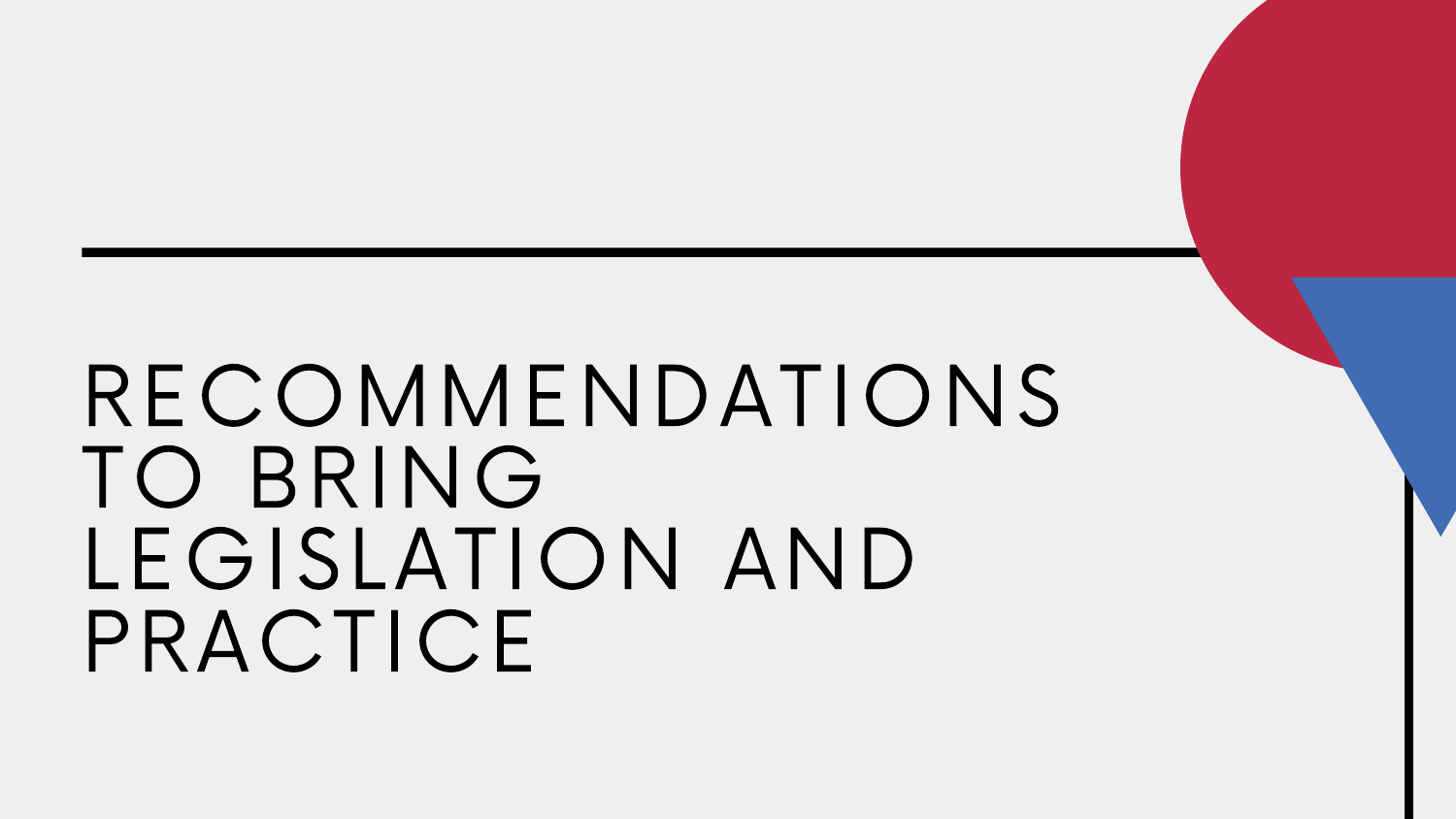# RECOMMENDATIONS TO BRING LEGISLATION AND PRACTICE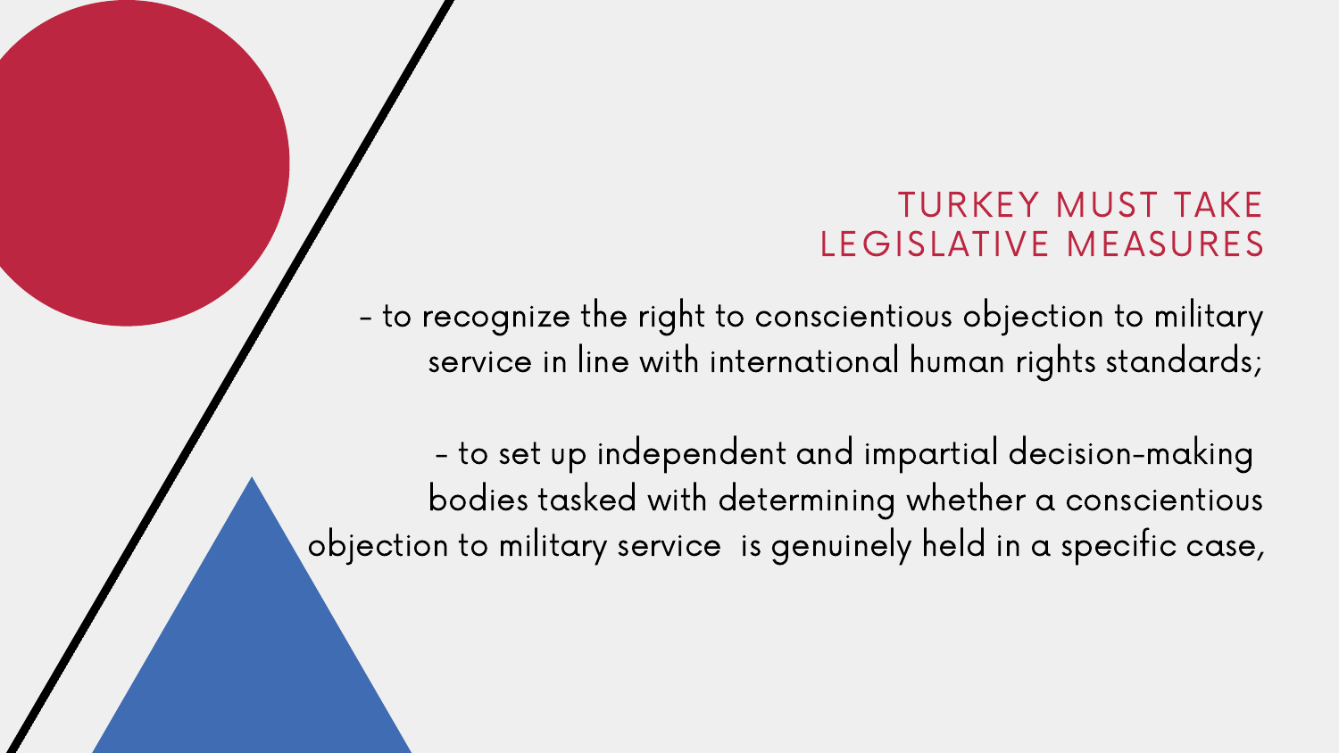## TURKEY MUST TAKE LEGISLATIVE MEASURES

- to recognize the right to conscientious objection to military service in line with international human rights standards;

- to set up independent and impartial decision-making bodies tasked with determining whether a conscientious objection to military service is genuinely held in a specific case,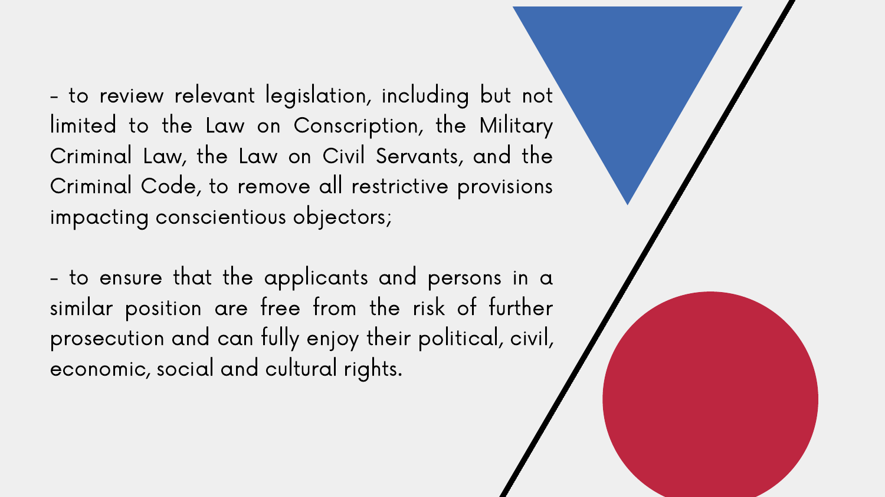- to review relevant legislation, including but not limited to the Law on Conscription, the Military Criminal Law, the Law on Civil Servants, and the Criminal Code, to remove all restrictive provisions impacting conscientious objectors;

- to ensure that the applicants and persons in a similar position are free from the risk of further prosecution and can fully enjoy their political, civil, economic, social and cultural rights.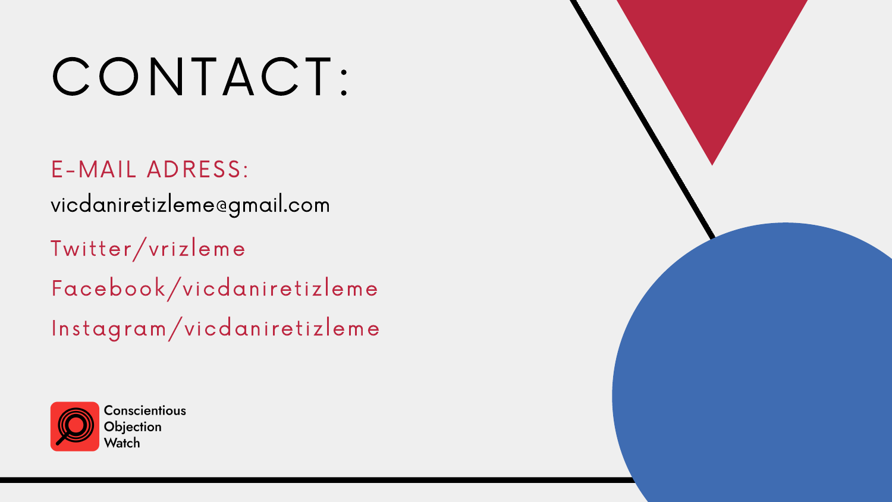# CONTACT:

E-MAIL ADRESS:

vicdaniretizleme@gmail.com

Twitter/vrizleme

Facebook/vicdaniretizleme

Instagram/vicdaniretizleme

Conscientious Objection Watch